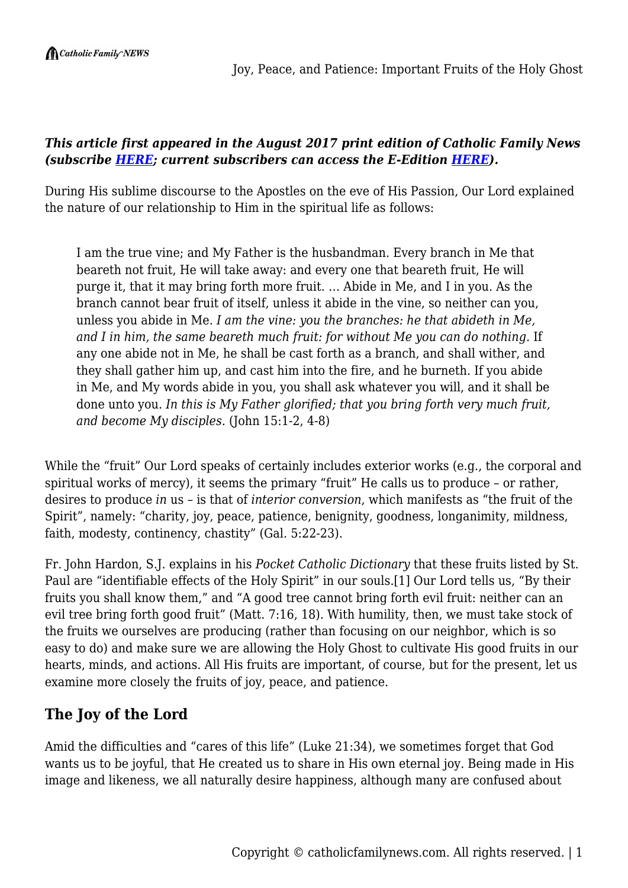***This article first appeared in the August 2017 print edition of Catholic Family News (subscribe [HERE](); current subscribers can access the E-Edition [HERE]()).***

During His sublime discourse to the Apostles on the eve of His Passion, Our Lord explained the nature of our relationship to Him in the spiritual life as follows:

> I am the true vine; and My Father is the husbandman. Every branch in Me that beareth not fruit, He will take away: and every one that beareth fruit, He will purge it, that it may bring forth more fruit. … Abide in Me, and I in you. As the branch cannot bear fruit of itself, unless it abide in the vine, so neither can you, unless you abide in Me. *I am the vine: you the branches: he that abideth in Me, and I in him, the same beareth much fruit: for without Me you can do nothing.* If any one abide not in Me, he shall be cast forth as a branch, and shall wither, and they shall gather him up, and cast him into the fire, and he burneth. If you abide in Me, and My words abide in you, you shall ask whatever you will, and it shall be done unto you. *In this is My Father glorified; that you bring forth very much fruit, and become My disciples.* (John 15:1-2, 4-8)

While the "fruit" Our Lord speaks of certainly includes exterior works (e.g., the corporal and spiritual works of mercy), it seems the primary "fruit" He calls us to produce – or rather, desires to produce *in* us – is that of *interior conversion*, which manifests as "the fruit of the Spirit", namely: "charity, joy, peace, patience, benignity, goodness, longanimity, mildness, faith, modesty, continency, chastity" (Gal. 5:22-23).

Fr. John Hardon, S.J. explains in his *Pocket Catholic Dictionary* that these fruits listed by St. Paul are "identifiable effects of the Holy Spirit" in our souls.[1] Our Lord tells us, "By their fruits you shall know them," and "A good tree cannot bring forth evil fruit: neither can an evil tree bring forth good fruit" (Matt. 7:16, 18). With humility, then, we must take stock of the fruits we ourselves are producing (rather than focusing on our neighbor, which is so easy to do) and make sure we are allowing the Holy Ghost to cultivate His good fruits in our hearts, minds, and actions. All His fruits are important, of course, but for the present, let us examine more closely the fruits of joy, peace, and patience.

## The Joy of the Lord

Amid the difficulties and "cares of this life" (Luke 21:34), we sometimes forget that God wants us to be joyful, that He created us to share in His own eternal joy. Being made in His image and likeness, we all naturally desire happiness, although many are confused about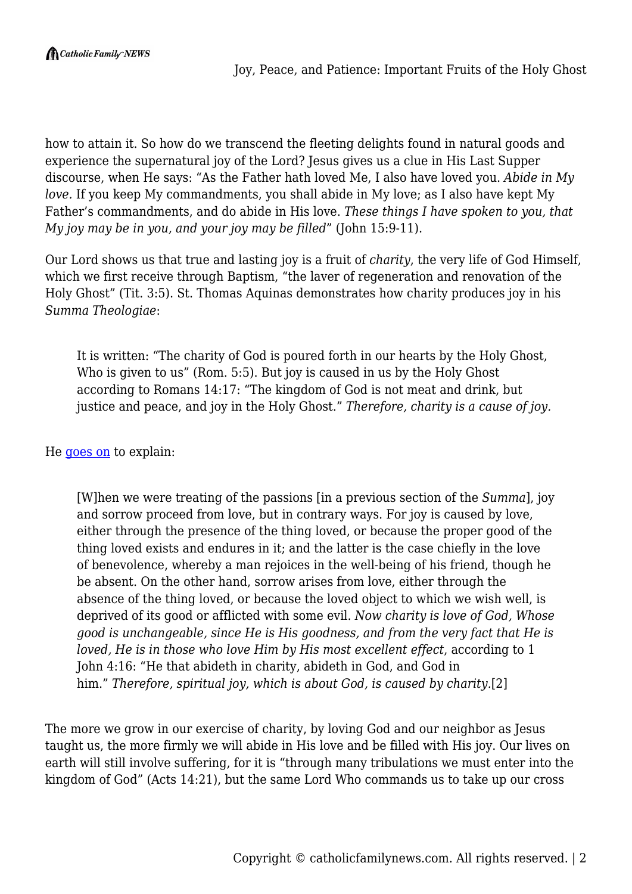how to attain it. So how do we transcend the fleeting delights found in natural goods and experience the supernatural joy of the Lord? Jesus gives us a clue in His Last Supper discourse, when He says: "As the Father hath loved Me, I also have loved you. *Abide in My love.* If you keep My commandments, you shall abide in My love; as I also have kept My Father's commandments, and do abide in His love. *These things I have spoken to you, that My joy may be in you, and your joy may be filled*" (John 15:9-11).

Our Lord shows us that true and lasting joy is a fruit of *charity*, the very life of God Himself, which we first receive through Baptism, "the laver of regeneration and renovation of the Holy Ghost" (Tit. 3:5). St. Thomas Aquinas demonstrates how charity produces joy in his *Summa Theologiae*:

> It is written: "The charity of God is poured forth in our hearts by the Holy Ghost, Who is given to us" (Rom. 5:5). But joy is caused in us by the Holy Ghost according to Romans 14:17: "The kingdom of God is not meat and drink, but justice and peace, and joy in the Holy Ghost." *Therefore, charity is a cause of joy.*

He goes on to explain:

> [W]hen we were treating of the passions [in a previous section of the *Summa*], joy and sorrow proceed from love, but in contrary ways. For joy is caused by love, either through the presence of the thing loved, or because the proper good of the thing loved exists and endures in it; and the latter is the case chiefly in the love of benevolence, whereby a man rejoices in the well-being of his friend, though he be absent. On the other hand, sorrow arises from love, either through the absence of the thing loved, or because the loved object to which we wish well, is deprived of its good or afflicted with some evil. *Now charity is love of God, Whose good is unchangeable, since He is His goodness, and from the very fact that He is loved, He is in those who love Him by His most excellent effect*, according to 1 John 4:16: "He that abideth in charity, abideth in God, and God in him." *Therefore, spiritual joy, which is about God, is caused by charity*.[2]

The more we grow in our exercise of charity, by loving God and our neighbor as Jesus taught us, the more firmly we will abide in His love and be filled with His joy. Our lives on earth will still involve suffering, for it is "through many tribulations we must enter into the kingdom of God" (Acts 14:21), but the same Lord Who commands us to take up our cross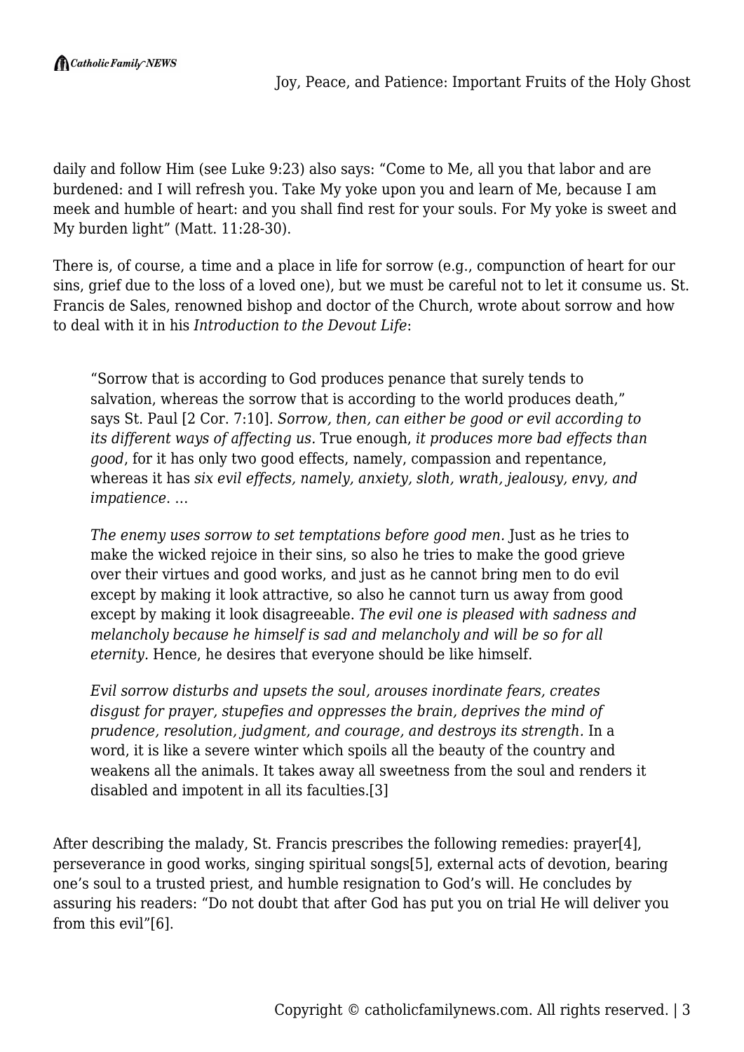daily and follow Him (see Luke 9:23) also says: “Come to Me, all you that labor and are burdened: and I will refresh you. Take My yoke upon you and learn of Me, because I am meek and humble of heart: and you shall find rest for your souls. For My yoke is sweet and My burden light” (Matt. 11:28-30).

There is, of course, a time and a place in life for sorrow (e.g., compunction of heart for our sins, grief due to the loss of a loved one), but we must be careful not to let it consume us. St. Francis de Sales, renowned bishop and doctor of the Church, wrote about sorrow and how to deal with it in his *Introduction to the Devout Life*:

> “Sorrow that is according to God produces penance that surely tends to salvation, whereas the sorrow that is according to the world produces death,” says St. Paul [2 Cor. 7:10]. *Sorrow, then, can either be good or evil according to its different ways of affecting us.* True enough, *it produces more bad effects than good*, for it has only two good effects, namely, compassion and repentance, whereas it has *six evil effects, namely, anxiety, sloth, wrath, jealousy, envy, and impatience*. …
>
> *The enemy uses sorrow to set temptations before good men.* Just as he tries to make the wicked rejoice in their sins, so also he tries to make the good grieve over their virtues and good works, and just as he cannot bring men to do evil except by making it look attractive, so also he cannot turn us away from good except by making it look disagreeable. *The evil one is pleased with sadness and melancholy because he himself is sad and melancholy and will be so for all eternity.* Hence, he desires that everyone should be like himself.
>
> *Evil sorrow disturbs and upsets the soul, arouses inordinate fears, creates disgust for prayer, stupefies and oppresses the brain, deprives the mind of prudence, resolution, judgment, and courage, and destroys its strength.* In a word, it is like a severe winter which spoils all the beauty of the country and weakens all the animals. It takes away all sweetness from the soul and renders it disabled and impotent in all its faculties.[3]

After describing the malady, St. Francis prescribes the following remedies: prayer[4], perseverance in good works, singing spiritual songs[5], external acts of devotion, bearing one’s soul to a trusted priest, and humble resignation to God’s will. He concludes by assuring his readers: “Do not doubt that after God has put you on trial He will deliver you from this evil”[6].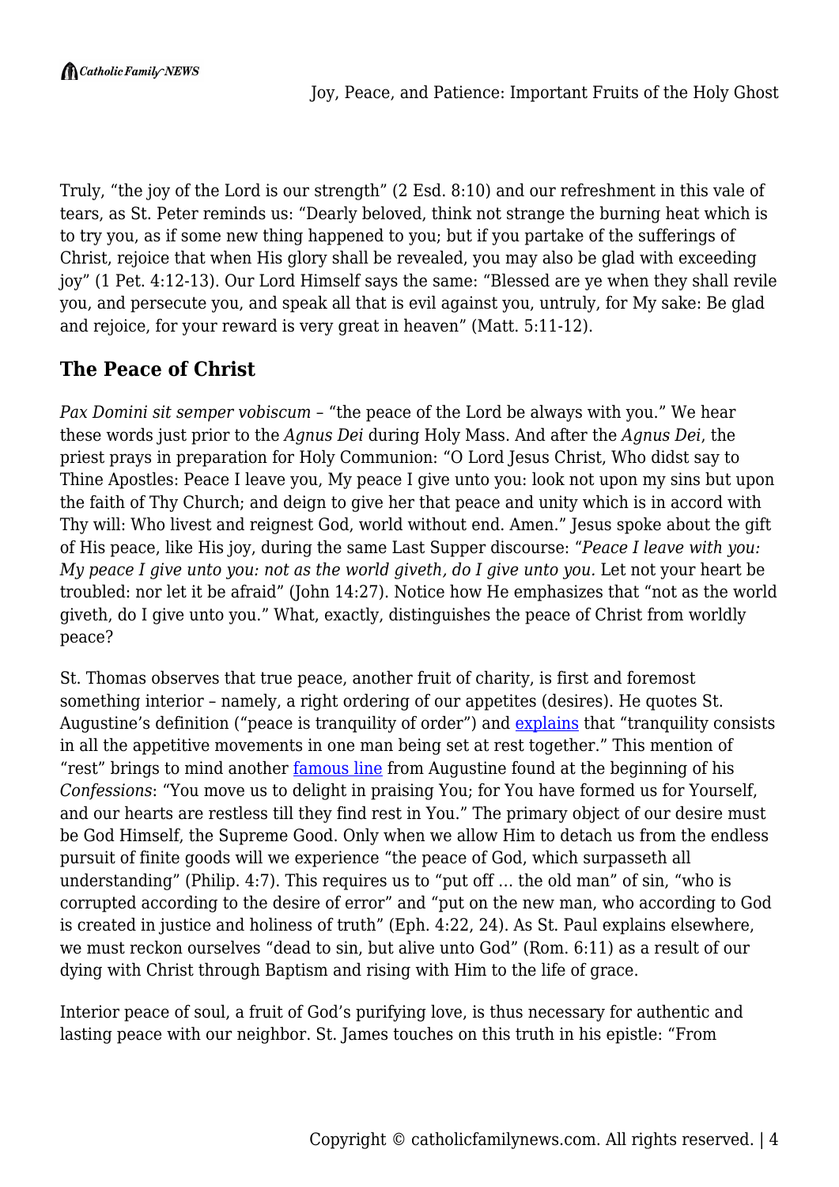Truly, "the joy of the Lord is our strength" (2 Esd. 8:10) and our refreshment in this vale of tears, as St. Peter reminds us: "Dearly beloved, think not strange the burning heat which is to try you, as if some new thing happened to you; but if you partake of the sufferings of Christ, rejoice that when His glory shall be revealed, you may also be glad with exceeding joy" (1 Pet. 4:12-13). Our Lord Himself says the same: "Blessed are ye when they shall revile you, and persecute you, and speak all that is evil against you, untruly, for My sake: Be glad and rejoice, for your reward is very great in heaven" (Matt. 5:11-12).

## The Peace of Christ

*Pax Domini sit semper vobiscum* – "the peace of the Lord be always with you." We hear these words just prior to the *Agnus Dei* during Holy Mass. And after the *Agnus Dei*, the priest prays in preparation for Holy Communion: "O Lord Jesus Christ, Who didst say to Thine Apostles: Peace I leave you, My peace I give unto you: look not upon my sins but upon the faith of Thy Church; and deign to give her that peace and unity which is in accord with Thy will: Who livest and reignest God, world without end. Amen." Jesus spoke about the gift of His peace, like His joy, during the same Last Supper discourse: "*Peace I leave with you: My peace I give unto you: not as the world giveth, do I give unto you.* Let not your heart be troubled: nor let it be afraid" (John 14:27). Notice how He emphasizes that "not as the world giveth, do I give unto you." What, exactly, distinguishes the peace of Christ from worldly peace?

St. Thomas observes that true peace, another fruit of charity, is first and foremost something interior – namely, a right ordering of our appetites (desires). He quotes St. Augustine's definition ("peace is tranquility of order") and explains that "tranquility consists in all the appetitive movements in one man being set at rest together." This mention of "rest" brings to mind another famous line from Augustine found at the beginning of his *Confessions*: "You move us to delight in praising You; for You have formed us for Yourself, and our hearts are restless till they find rest in You." The primary object of our desire must be God Himself, the Supreme Good. Only when we allow Him to detach us from the endless pursuit of finite goods will we experience "the peace of God, which surpasseth all understanding" (Philip. 4:7). This requires us to "put off … the old man" of sin, "who is corrupted according to the desire of error" and "put on the new man, who according to God is created in justice and holiness of truth" (Eph. 4:22, 24). As St. Paul explains elsewhere, we must reckon ourselves "dead to sin, but alive unto God" (Rom. 6:11) as a result of our dying with Christ through Baptism and rising with Him to the life of grace.

Interior peace of soul, a fruit of God's purifying love, is thus necessary for authentic and lasting peace with our neighbor. St. James touches on this truth in his epistle: "From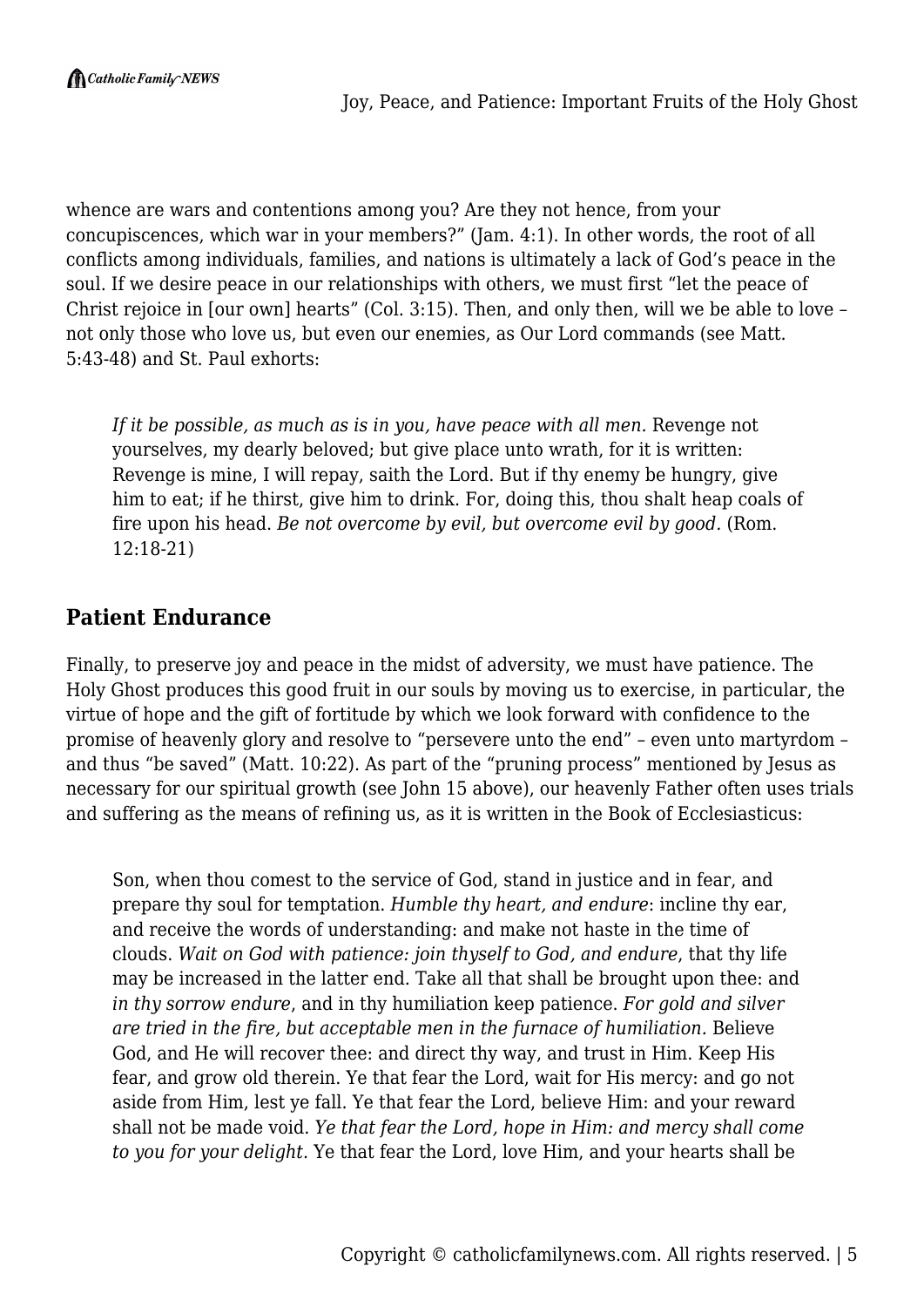whence are wars and contentions among you? Are they not hence, from your concupiscences, which war in your members?" (Jam. 4:1). In other words, the root of all conflicts among individuals, families, and nations is ultimately a lack of God's peace in the soul. If we desire peace in our relationships with others, we must first "let the peace of Christ rejoice in [our own] hearts" (Col. 3:15). Then, and only then, will we be able to love – not only those who love us, but even our enemies, as Our Lord commands (see Matt. 5:43-48) and St. Paul exhorts:

> *If it be possible, as much as is in you, have peace with all men.* Revenge not yourselves, my dearly beloved; but give place unto wrath, for it is written: Revenge is mine, I will repay, saith the Lord. But if thy enemy be hungry, give him to eat; if he thirst, give him to drink. For, doing this, thou shalt heap coals of fire upon his head. *Be not overcome by evil, but overcome evil by good.* (Rom. 12:18-21)

## Patient Endurance

Finally, to preserve joy and peace in the midst of adversity, we must have patience. The Holy Ghost produces this good fruit in our souls by moving us to exercise, in particular, the virtue of hope and the gift of fortitude by which we look forward with confidence to the promise of heavenly glory and resolve to "persevere unto the end" – even unto martyrdom – and thus "be saved" (Matt. 10:22). As part of the "pruning process" mentioned by Jesus as necessary for our spiritual growth (see John 15 above), our heavenly Father often uses trials and suffering as the means of refining us, as it is written in the Book of Ecclesiasticus:

> Son, when thou comest to the service of God, stand in justice and in fear, and prepare thy soul for temptation. *Humble thy heart, and endure*: incline thy ear, and receive the words of understanding: and make not haste in the time of clouds. *Wait on God with patience: join thyself to God, and endure*, that thy life may be increased in the latter end. Take all that shall be brought upon thee: and *in thy sorrow endure*, and in thy humiliation keep patience. *For gold and silver are tried in the fire, but acceptable men in the furnace of humiliation.* Believe God, and He will recover thee: and direct thy way, and trust in Him. Keep His fear, and grow old therein. Ye that fear the Lord, wait for His mercy: and go not aside from Him, lest ye fall. Ye that fear the Lord, believe Him: and your reward shall not be made void. *Ye that fear the Lord, hope in Him: and mercy shall come to you for your delight.* Ye that fear the Lord, love Him, and your hearts shall be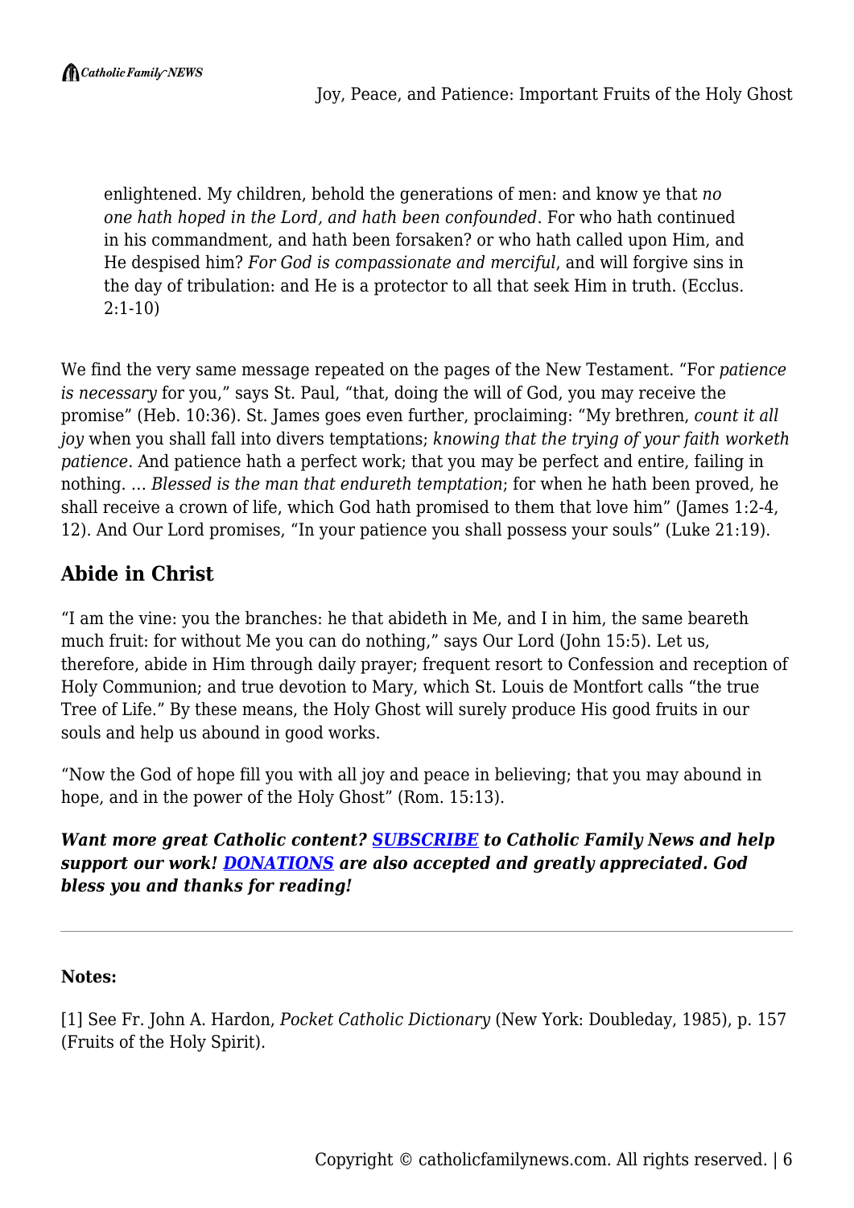> enlightened. My children, behold the generations of men: and know ye that *no one hath hoped in the Lord, and hath been confounded*. For who hath continued in his commandment, and hath been forsaken? or who hath called upon Him, and He despised him? *For God is compassionate and merciful*, and will forgive sins in the day of tribulation: and He is a protector to all that seek Him in truth. (Ecclus. 2:1-10)

We find the very same message repeated on the pages of the New Testament. "For *patience is necessary* for you," says St. Paul, "that, doing the will of God, you may receive the promise" (Heb. 10:36). St. James goes even further, proclaiming: "My brethren, *count it all joy* when you shall fall into divers temptations; *knowing that the trying of your faith worketh patience*. And patience hath a perfect work; that you may be perfect and entire, failing in nothing. … *Blessed is the man that endureth temptation*; for when he hath been proved, he shall receive a crown of life, which God hath promised to them that love him" (James 1:2-4, 12). And Our Lord promises, "In your patience you shall possess your souls" (Luke 21:19).

## Abide in Christ

"I am the vine: you the branches: he that abideth in Me, and I in him, the same beareth much fruit: for without Me you can do nothing," says Our Lord (John 15:5). Let us, therefore, abide in Him through daily prayer; frequent resort to Confession and reception of Holy Communion; and true devotion to Mary, which St. Louis de Montfort calls "the true Tree of Life." By these means, the Holy Ghost will surely produce His good fruits in our souls and help us abound in good works.

"Now the God of hope fill you with all joy and peace in believing; that you may abound in hope, and in the power of the Holy Ghost" (Rom. 15:13).

***Want more great Catholic content? SUBSCRIBE to Catholic Family News and help support our work! DONATIONS are also accepted and greatly appreciated. God bless you and thanks for reading!***

---

**Notes:**

[1] See Fr. John A. Hardon, *Pocket Catholic Dictionary* (New York: Doubleday, 1985), p. 157 (Fruits of the Holy Spirit).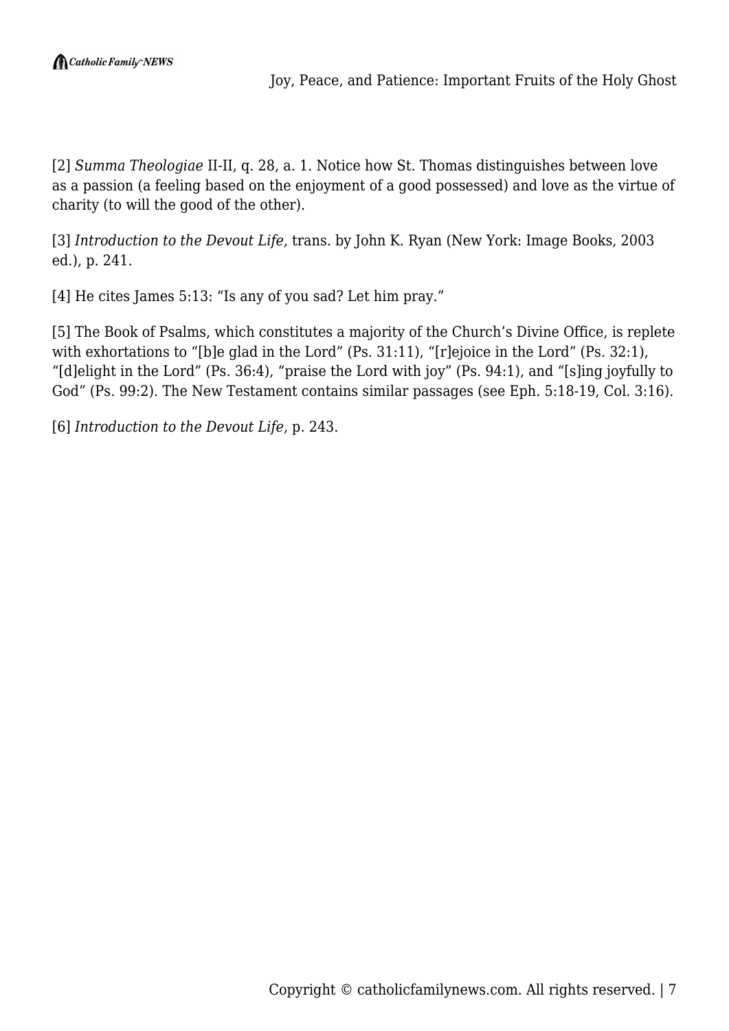[2] *Summa Theologiae* II-II, q. 28, a. 1. Notice how St. Thomas distinguishes between love as a passion (a feeling based on the enjoyment of a good possessed) and love as the virtue of charity (to will the good of the other).

[3] *Introduction to the Devout Life*, trans. by John K. Ryan (New York: Image Books, 2003 ed.), p. 241.

[4] He cites James 5:13: “Is any of you sad? Let him pray.”

[5] The Book of Psalms, which constitutes a majority of the Church’s Divine Office, is replete with exhortations to “[b]e glad in the Lord” (Ps. 31:11), “[r]ejoice in the Lord” (Ps. 32:1), “[d]elight in the Lord” (Ps. 36:4), “praise the Lord with joy” (Ps. 94:1), and “[s]ing joyfully to God” (Ps. 99:2). The New Testament contains similar passages (see Eph. 5:18-19, Col. 3:16).

[6] *Introduction to the Devout Life*, p. 243.